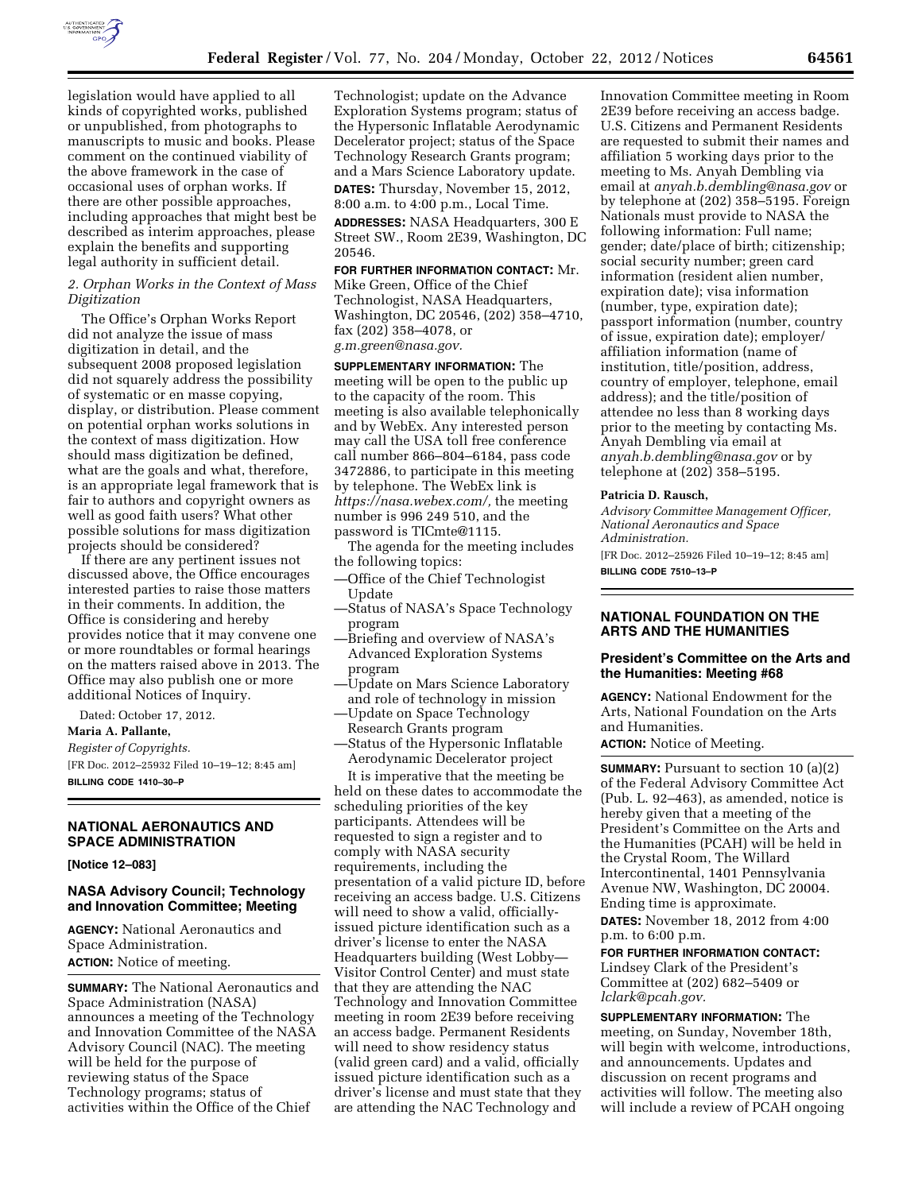legislation would have applied to all kinds of copyrighted works, published or unpublished, from photographs to manuscripts to music and books. Please comment on the continued viability of the above framework in the case of occasional uses of orphan works. If there are other possible approaches, including approaches that might best be described as interim approaches, please explain the benefits and supporting legal authority in sufficient detail.

*2. Orphan Works in the Context of Mass Digitization*

The Office's Orphan Works Report did not analyze the issue of mass digitization in detail, and the subsequent 2008 proposed legislation did not squarely address the possibility of systematic or en masse copying, display, or distribution. Please comment on potential orphan works solutions in the context of mass digitization. How should mass digitization be defined, what are the goals and what, therefore, is an appropriate legal framework that is fair to authors and copyright owners as well as good faith users? What other possible solutions for mass digitization projects should be considered?

If there are any pertinent issues not discussed above, the Office encourages interested parties to raise those matters in their comments. In addition, the Office is considering and hereby provides notice that it may convene one or more roundtables or formal hearings on the matters raised above in 2013. The Office may also publish one or more additional Notices of Inquiry.

Dated: October 17, 2012.

**Maria A. Pallante,**

*Register of Copyrights.*

[FR Doc. 2012–25932 Filed 10–19–12; 8:45 am]

**BILLING CODE 1410–30–P**

## NATIONAL AERONAUTICS AND SPACE ADMINISTRATION

**[Notice 12–083]**

### NASA Advisory Council; Technology and Innovation Committee; Meeting

**AGENCY:** National Aeronautics and Space Administration.

**ACTION:** Notice of meeting.

**SUMMARY:** The National Aeronautics and Space Administration (NASA) announces a meeting of the Technology and Innovation Committee of the NASA Advisory Council (NAC). The meeting will be held for the purpose of reviewing status of the Space Technology programs; status of activities within the Office of the Chief Technologist; update on the Advance Exploration Systems program; status of the Hypersonic Inflatable Aerodynamic Decelerator project; status of the Space Technology Research Grants program; and a Mars Science Laboratory update.

**DATES:** Thursday, November 15, 2012, 8:00 a.m. to 4:00 p.m., Local Time.

**ADDRESSES:** NASA Headquarters, 300 E Street SW., Room 2E39, Washington, DC 20546.

**FOR FURTHER INFORMATION CONTACT:** Mr. Mike Green, Office of the Chief Technologist, NASA Headquarters, Washington, DC 20546, (202) 358–4710, fax (202) 358–4078, or *g.m.green@nasa.gov.*

**SUPPLEMENTARY INFORMATION:** The meeting will be open to the public up to the capacity of the room. This meeting is also available telephonically and by WebEx. Any interested person may call the USA toll free conference call number 866–804–6184, pass code 3472886, to participate in this meeting by telephone. The WebEx link is *https://nasa.webex.com/,* the meeting number is 996 249 510, and the password is TICmte@1115.

The agenda for the meeting includes the following topics:

—Office of the Chief Technologist Update
—Status of NASA's Space Technology program
—Briefing and overview of NASA's Advanced Exploration Systems program
—Update on Mars Science Laboratory and role of technology in mission
—Update on Space Technology Research Grants program
—Status of the Hypersonic Inflatable Aerodynamic Decelerator project

It is imperative that the meeting be held on these dates to accommodate the scheduling priorities of the key participants. Attendees will be requested to sign a register and to comply with NASA security requirements, including the presentation of a valid picture ID, before receiving an access badge. U.S. Citizens will need to show a valid, officially-issued picture identification such as a driver's license to enter the NASA Headquarters building (West Lobby—Visitor Control Center) and must state that they are attending the NAC Technology and Innovation Committee meeting in room 2E39 before receiving an access badge. Permanent Residents will need to show residency status (valid green card) and a valid, officially issued picture identification such as a driver's license and must state that they are attending the NAC Technology and Innovation Committee meeting in Room 2E39 before receiving an access badge. U.S. Citizens and Permanent Residents are requested to submit their names and affiliation 5 working days prior to the meeting to Ms. Anyah Dembling via email at *anyah.b.dembling@nasa.gov* or by telephone at (202) 358–5195. Foreign Nationals must provide to NASA the following information: Full name; gender; date/place of birth; citizenship; social security number; green card information (resident alien number, expiration date); visa information (number, type, expiration date); passport information (number, country of issue, expiration date); employer/affiliation information (name of institution, title/position, address, country of employer, telephone, email address); and the title/position of attendee no less than 8 working days prior to the meeting by contacting Ms. Anyah Dembling via email at *anyah.b.dembling@nasa.gov* or by telephone at (202) 358–5195.

**Patricia D. Rausch,**

*Advisory Committee Management Officer, National Aeronautics and Space Administration.*

[FR Doc. 2012–25926 Filed 10–19–12; 8:45 am]

**BILLING CODE 7510–13–P**

## NATIONAL FOUNDATION ON THE ARTS AND THE HUMANITIES

### President's Committee on the Arts and the Humanities: Meeting #68

**AGENCY:** National Endowment for the Arts, National Foundation on the Arts and Humanities.

**ACTION:** Notice of Meeting.

**SUMMARY:** Pursuant to section 10 (a)(2) of the Federal Advisory Committee Act (Pub. L. 92–463), as amended, notice is hereby given that a meeting of the President's Committee on the Arts and the Humanities (PCAH) will be held in the Crystal Room, The Willard Intercontinental, 1401 Pennsylvania Avenue NW, Washington, DC 20004. Ending time is approximate.

**DATES:** November 18, 2012 from 4:00 p.m. to 6:00 p.m.

**FOR FURTHER INFORMATION CONTACT:** Lindsey Clark of the President's Committee at (202) 682–5409 or *lclark@pcah.gov.*

**SUPPLEMENTARY INFORMATION:** The meeting, on Sunday, November 18th, will begin with welcome, introductions, and announcements. Updates and discussion on recent programs and activities will follow. The meeting also will include a review of PCAH ongoing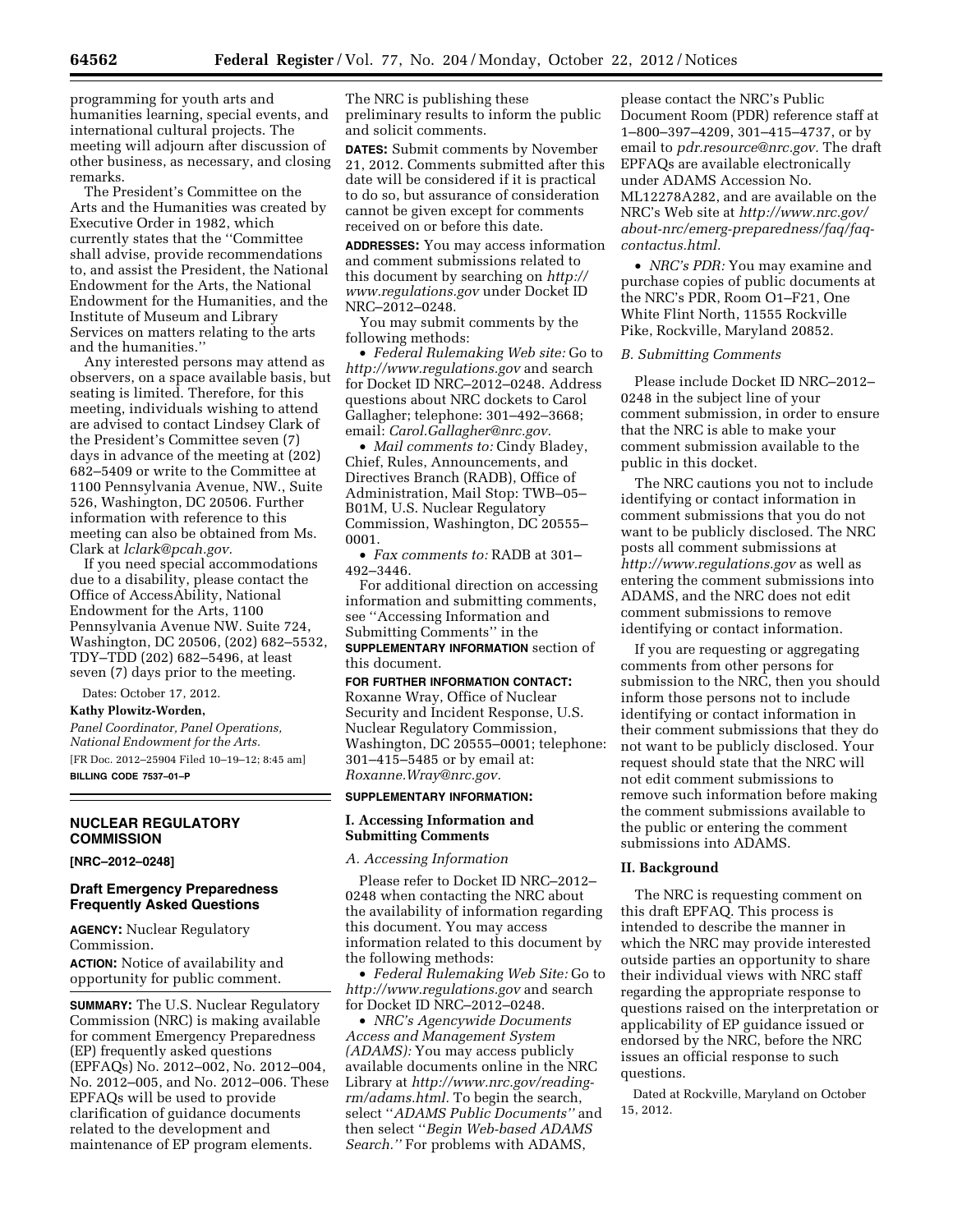programming for youth arts and humanities learning, special events, and international cultural projects. The meeting will adjourn after discussion of other business, as necessary, and closing remarks.

The President's Committee on the Arts and the Humanities was created by Executive Order in 1982, which currently states that the ''Committee shall advise, provide recommendations to, and assist the President, the National Endowment for the Arts, the National Endowment for the Humanities, and the Institute of Museum and Library Services on matters relating to the arts and the humanities.''

Any interested persons may attend as observers, on a space available basis, but seating is limited. Therefore, for this meeting, individuals wishing to attend are advised to contact Lindsey Clark of the President's Committee seven (7) days in advance of the meeting at (202) 682–5409 or write to the Committee at 1100 Pennsylvania Avenue, NW., Suite 526, Washington, DC 20506. Further information with reference to this meeting can also be obtained from Ms. Clark at *lclark@pcah.gov.*

If you need special accommodations due to a disability, please contact the Office of AccessAbility, National Endowment for the Arts, 1100 Pennsylvania Avenue NW. Suite 724, Washington, DC 20506, (202) 682–5532, TDY–TDD (202) 682–5496, at least seven (7) days prior to the meeting.

Dates: October 17, 2012.

**Kathy Plowitz-Worden,**

*Panel Coordinator, Panel Operations, National Endowment for the Arts.*

[FR Doc. 2012–25904 Filed 10–19–12; 8:45 am]

**BILLING CODE 7537–01–P**

## NUCLEAR REGULATORY COMMISSION

**[NRC–2012–0248]**

### Draft Emergency Preparedness Frequently Asked Questions

**AGENCY:** Nuclear Regulatory Commission.

**ACTION:** Notice of availability and opportunity for public comment.

**SUMMARY:** The U.S. Nuclear Regulatory Commission (NRC) is making available for comment Emergency Preparedness (EP) frequently asked questions (EPFAQs) No. 2012–002, No. 2012–004, No. 2012–005, and No. 2012–006. These EPFAQs will be used to provide clarification of guidance documents related to the development and maintenance of EP program elements. The NRC is publishing these preliminary results to inform the public and solicit comments.

**DATES:** Submit comments by November 21, 2012. Comments submitted after this date will be considered if it is practical to do so, but assurance of consideration cannot be given except for comments received on or before this date.

**ADDRESSES:** You may access information and comment submissions related to this document by searching on *http://www.regulations.gov* under Docket ID NRC–2012–0248.

You may submit comments by the following methods:

- *Federal Rulemaking Web site:* Go to *http://www.regulations.gov* and search for Docket ID NRC–2012–0248. Address questions about NRC dockets to Carol Gallagher; telephone: 301–492–3668; email: *Carol.Gallagher@nrc.gov.*
- *Mail comments to:* Cindy Bladey, Chief, Rules, Announcements, and Directives Branch (RADB), Office of Administration, Mail Stop: TWB–05–B01M, U.S. Nuclear Regulatory Commission, Washington, DC 20555–0001.
- *Fax comments to:* RADB at 301–492–3446.

For additional direction on accessing information and submitting comments, see ''Accessing Information and Submitting Comments'' in the **SUPPLEMENTARY INFORMATION** section of this document.

**FOR FURTHER INFORMATION CONTACT:** Roxanne Wray, Office of Nuclear Security and Incident Response, U.S. Nuclear Regulatory Commission, Washington, DC 20555–0001; telephone: 301–415–5485 or by email at: *Roxanne.Wray@nrc.gov.*

**SUPPLEMENTARY INFORMATION:**

### I. Accessing Information and Submitting Comments

*A. Accessing Information*

Please refer to Docket ID NRC–2012–0248 when contacting the NRC about the availability of information regarding this document. You may access information related to this document by the following methods:

- *Federal Rulemaking Web Site:* Go to *http://www.regulations.gov* and search for Docket ID NRC–2012–0248.
- *NRC's Agencywide Documents Access and Management System (ADAMS):* You may access publicly available documents online in the NRC Library at *http://www.nrc.gov/reading-rm/adams.html.* To begin the search, select ''*ADAMS Public Documents''* and then select ''*Begin Web-based ADAMS Search.''* For problems with ADAMS, please contact the NRC's Public Document Room (PDR) reference staff at 1–800–397–4209, 301–415–4737, or by email to *pdr.resource@nrc.gov.* The draft EPFAQs are available electronically under ADAMS Accession No. ML12278A282, and are available on the NRC's Web site at *http://www.nrc.gov/about-nrc/emerg-preparedness/faq/faq-contactus.html.*
- *NRC's PDR:* You may examine and purchase copies of public documents at the NRC's PDR, Room O1–F21, One White Flint North, 11555 Rockville Pike, Rockville, Maryland 20852.

*B. Submitting Comments*

Please include Docket ID NRC–2012–0248 in the subject line of your comment submission, in order to ensure that the NRC is able to make your comment submission available to the public in this docket.

The NRC cautions you not to include identifying or contact information in comment submissions that you do not want to be publicly disclosed. The NRC posts all comment submissions at *http://www.regulations.gov* as well as entering the comment submissions into ADAMS, and the NRC does not edit comment submissions to remove identifying or contact information.

If you are requesting or aggregating comments from other persons for submission to the NRC, then you should inform those persons not to include identifying or contact information in their comment submissions that they do not want to be publicly disclosed. Your request should state that the NRC will not edit comment submissions to remove such information before making the comment submissions available to the public or entering the comment submissions into ADAMS.

### II. Background

The NRC is requesting comment on this draft EPFAQ. This process is intended to describe the manner in which the NRC may provide interested outside parties an opportunity to share their individual views with NRC staff regarding the appropriate response to questions raised on the interpretation or applicability of EP guidance issued or endorsed by the NRC, before the NRC issues an official response to such questions.

Dated at Rockville, Maryland on October 15, 2012.